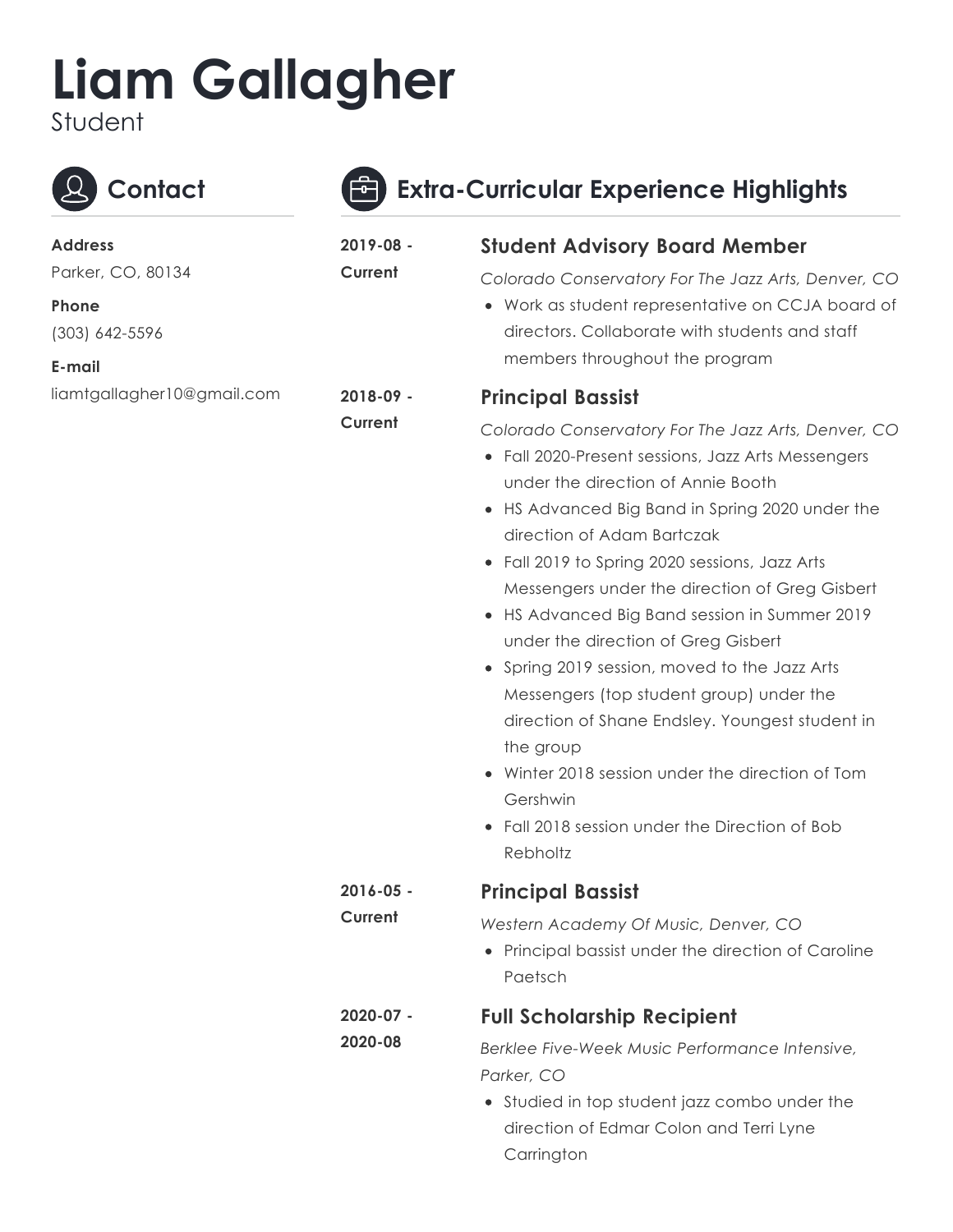# Liam Gallagher

Student

## Contact

**Address**

Parker, CO, 80134

**Phone**

(303) 642-5596

**E-mail**

liamtgallagher10@gmail.com

## Extra-Curricular Experience Highlights

**2019-08 - Current**

### Student Advisory Board Member

*Colorado Conservatory For The Jazz Arts, Denver, CO*

- Work as student representative on CCJA board of directors. Collaborate with students and staff members throughout the program

**2018-09 - Current**

### Principal Bassist

*Colorado Conservatory For The Jazz Arts, Denver, CO*

- Fall 2020-Present sessions, Jazz Arts Messengers under the direction of Annie Booth
- HS Advanced Big Band in Spring 2020 under the direction of Adam Bartczak
- Fall 2019 to Spring 2020 sessions, Jazz Arts Messengers under the direction of Greg Gisbert
- HS Advanced Big Band session in Summer 2019 under the direction of Greg Gisbert
- Spring 2019 session, moved to the Jazz Arts Messengers (top student group) under the direction of Shane Endsley. Youngest student in the group
- Winter 2018 session under the direction of Tom Gershwin
- Fall 2018 session under the Direction of Bob Rebholtz

**2016-05 - Current**

### Principal Bassist

*Western Academy Of Music, Denver, CO*

- Principal bassist under the direction of Caroline Paetsch

**2020-07 - 2020-08**

### Full Scholarship Recipient

*Berklee Five-Week Music Performance Intensive, Parker, CO*

- Studied in top student jazz combo under the direction of Edmar Colon and Terri Lyne Carrington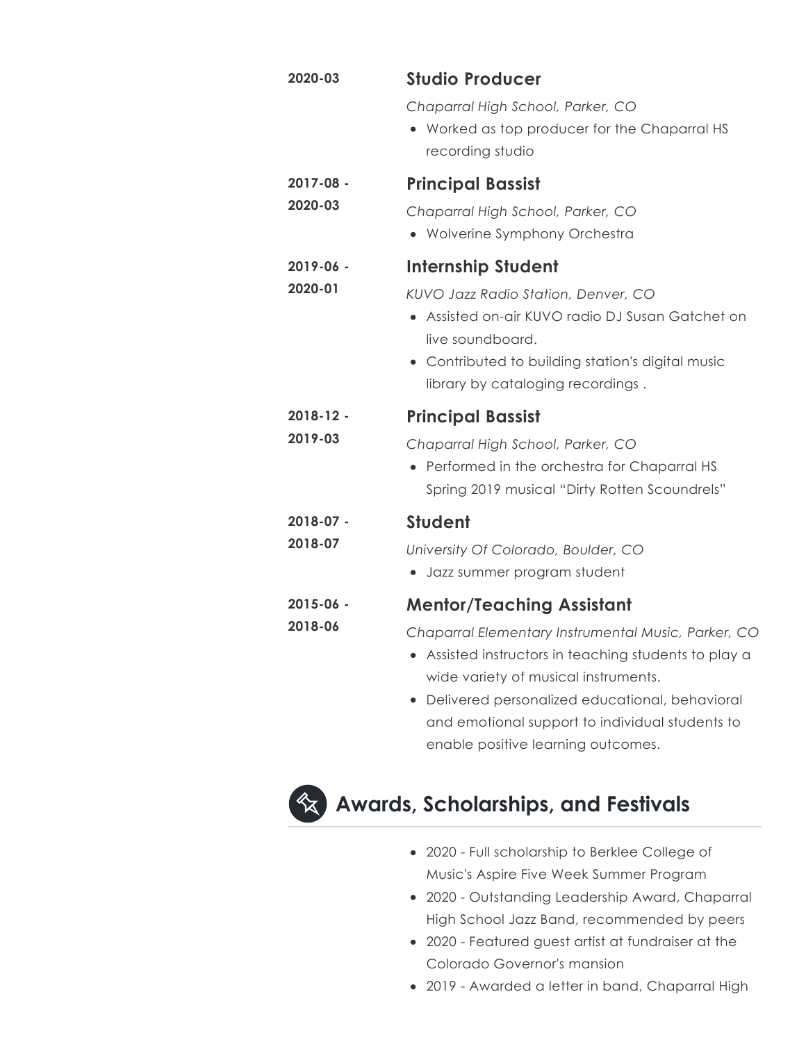**2020-03**

### Studio Producer

*Chaparral High School, Parker, CO*

- Worked as top producer for the Chaparral HS recording studio

**2017-08 - 2020-03**

### Principal Bassist

*Chaparral High School, Parker, CO*

- Wolverine Symphony Orchestra

**2019-06 - 2020-01**

### Internship Student

*KUVO Jazz Radio Station, Denver, CO*

- Assisted on-air KUVO radio DJ Susan Gatchet on live soundboard.
- Contributed to building station's digital music library by cataloging recordings .

**2018-12 - 2019-03**

### Principal Bassist

*Chaparral High School, Parker, CO*

- Performed in the orchestra for Chaparral HS Spring 2019 musical “Dirty Rotten Scoundrels”

**2018-07 - 2018-07**

### Student

*University Of Colorado, Boulder, CO*

- Jazz summer program student

**2015-06 - 2018-06**

### Mentor/Teaching Assistant

*Chaparral Elementary Instrumental Music, Parker, CO*

- Assisted instructors in teaching students to play a wide variety of musical instruments.
- Delivered personalized educational, behavioral and emotional support to individual students to enable positive learning outcomes.

## Awards, Scholarships, and Festivals

- 2020 - Full scholarship to Berklee College of Music's Aspire Five Week Summer Program
- 2020 - Outstanding Leadership Award, Chaparral High School Jazz Band, recommended by peers
- 2020 - Featured guest artist at fundraiser at the Colorado Governor's mansion
- 2019 - Awarded a letter in band, Chaparral High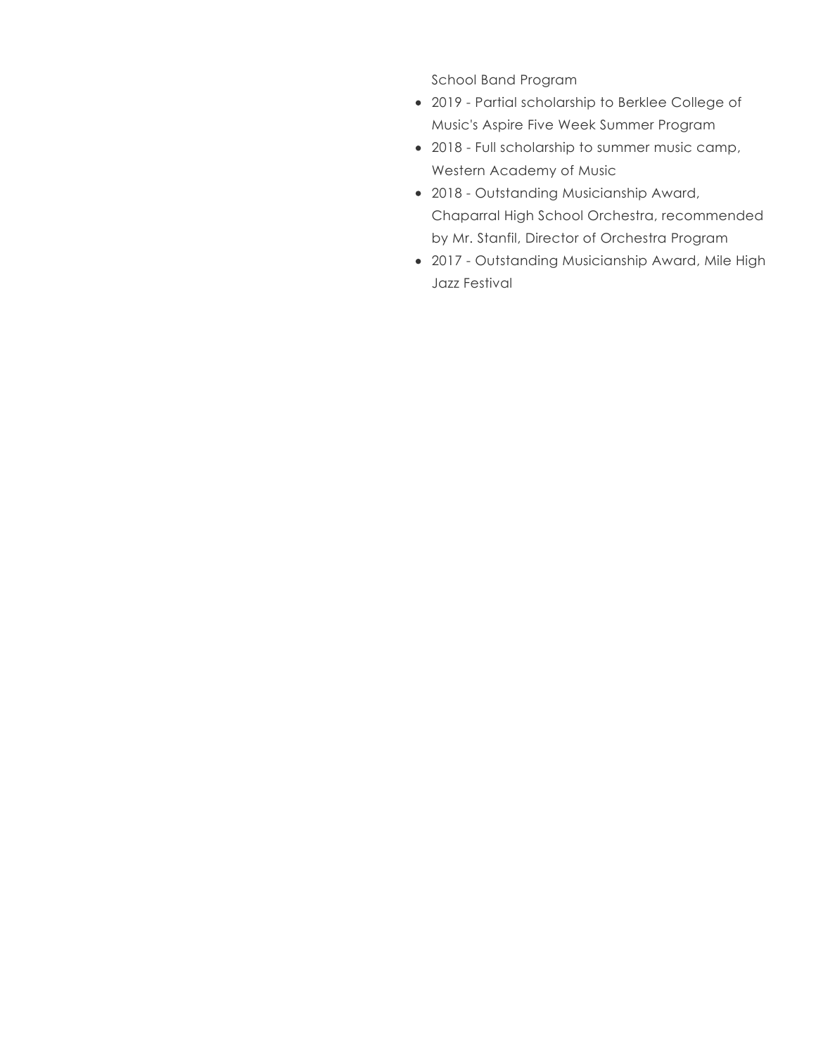School Band Program

- 2019 - Partial scholarship to Berklee College of Music's Aspire Five Week Summer Program
- 2018 - Full scholarship to summer music camp, Western Academy of Music
- 2018 - Outstanding Musicianship Award, Chaparral High School Orchestra, recommended by Mr. Stanfil, Director of Orchestra Program
- 2017 - Outstanding Musicianship Award, Mile High Jazz Festival